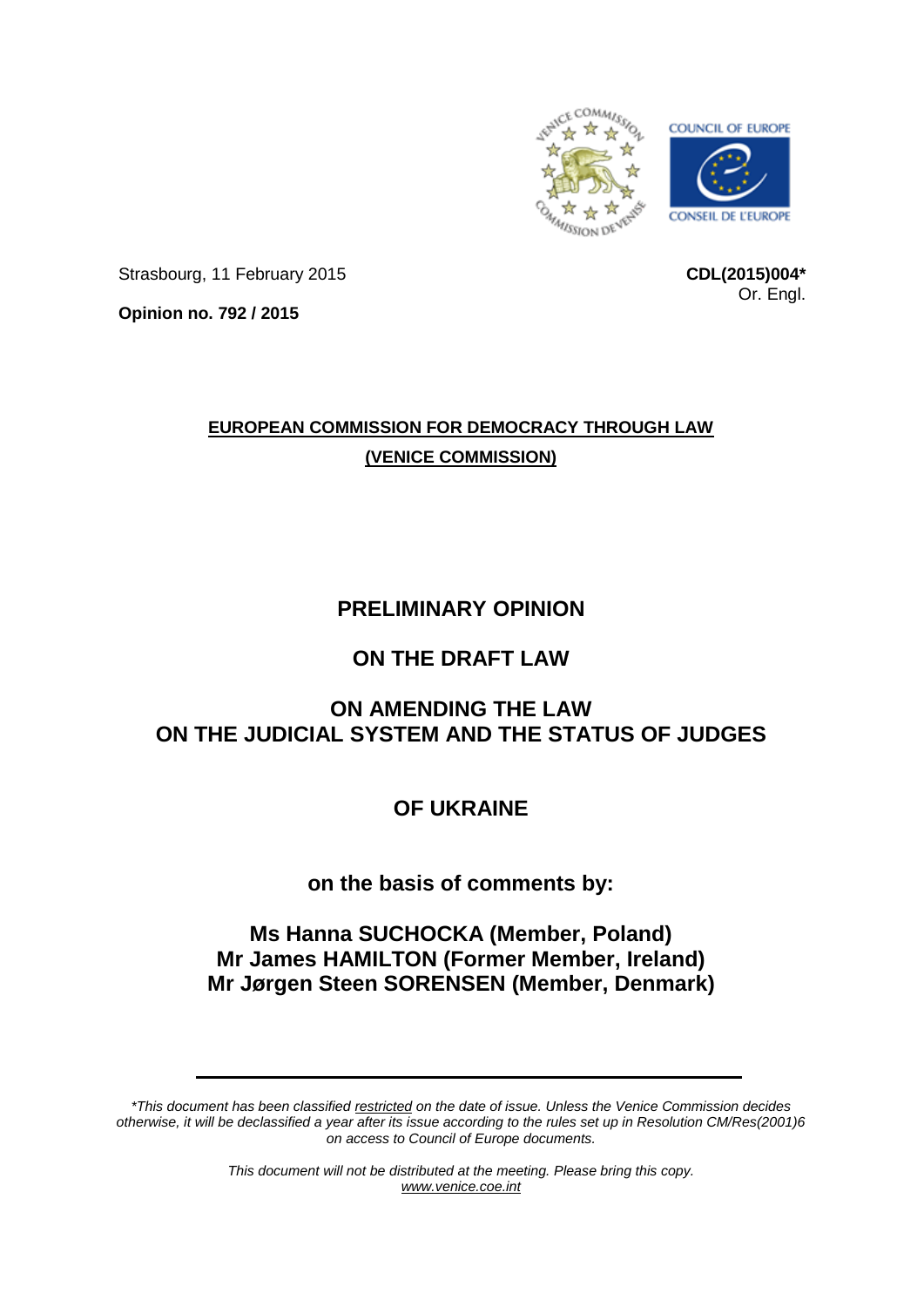Strasbourg, 11 February 2015

**CDL(2015)004***
Or. Engl.

**Opinion no. 792 / 2015**

**EUROPEAN COMMISSION FOR DEMOCRACY THROUGH LAW**
**(VENICE COMMISSION)**

# PRELIMINARY OPINION

# ON THE DRAFT LAW

# ON AMENDING THE LAW ON THE JUDICIAL SYSTEM AND THE STATUS OF JUDGES

# OF UKRAINE

## on the basis of comments by:

**Ms Hanna SUCHOCKA (Member, Poland)**
**Mr James HAMILTON (Former Member, Ireland)**
**Mr Jørgen Steen SORENSEN (Member, Denmark)**

---

*\*This document has been classified restricted on the date of issue. Unless the Venice Commission decides otherwise, it will be declassified a year after its issue according to the rules set up in Resolution CM/Res(2001)6 on access to Council of Europe documents.*

*This document will not be distributed at the meeting. Please bring this copy.*
*www.venice.coe.int*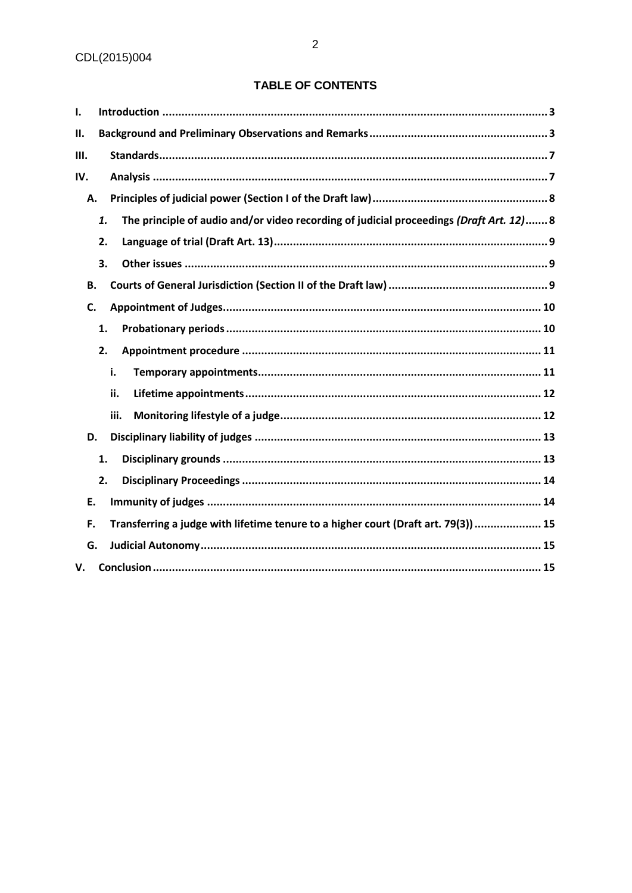## TABLE OF CONTENTS

**I. Introduction** ........................................................................................................................ 3

**II. Background and Preliminary Observations and Remarks** ........................................................ 3

**III. Standards** ........................................................................................................................ 7

**IV. Analysis** ........................................................................................................................... 7

- **A. Principles of judicial power (Section I of the Draft law)** ....................................................... 8
  - ***1.*** **The principle of audio and/or video recording of judicial proceedings *(Draft Art. 12)*** ....... 8
  - **2. Language of trial (Draft Art. 13)** ..................................................................................... 9
  - **3. Other issues** ................................................................................................................. 9
- **B. Courts of General Jurisdiction (Section II of the Draft law)** .................................................. 9
- **C. Appointment of Judges** ................................................................................................... 10
  - **1. Probationary periods** .................................................................................................. 10
  - **2. Appointment procedure** ............................................................................................. 11
    - **i. Temporary appointments** ........................................................................................ 11
    - **ii. Lifetime appointments** ............................................................................................ 12
    - **iii. Monitoring lifestyle of a judge** ................................................................................. 12
- **D. Disciplinary liability of judges** ......................................................................................... 13
  - **1. Disciplinary grounds** ................................................................................................... 13
  - **2. Disciplinary Proceedings** ............................................................................................. 14
- **E. Immunity of judges** ........................................................................................................ 14
- **F. Transferring a judge with lifetime tenure to a higher court (Draft art. 79(3))** ..................... 15
- **G. Judicial Autonomy** .......................................................................................................... 15

**V. Conclusion** ......................................................................................................................... 15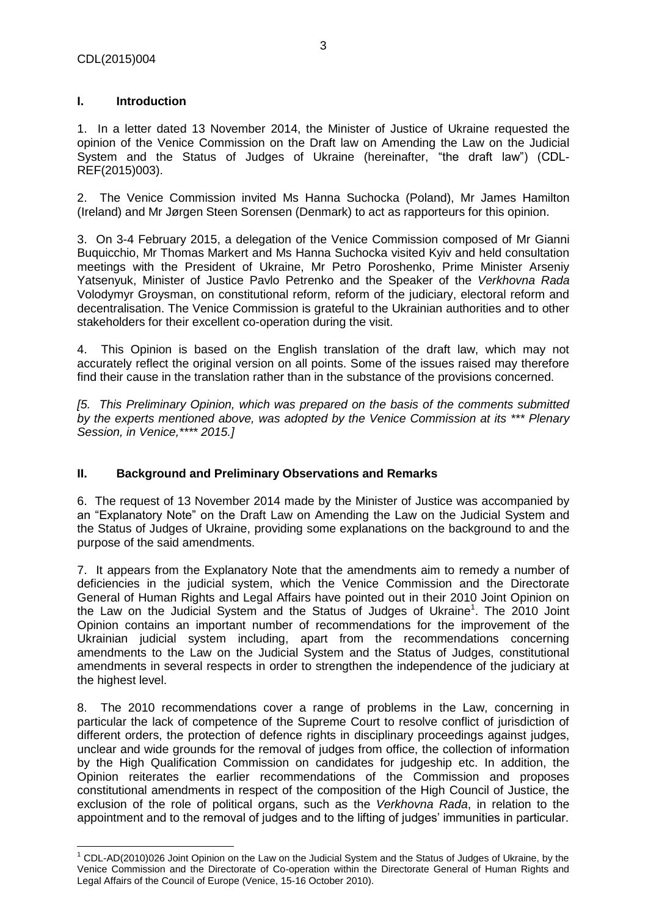## I. Introduction

1. In a letter dated 13 November 2014, the Minister of Justice of Ukraine requested the opinion of the Venice Commission on the Draft law on Amending the Law on the Judicial System and the Status of Judges of Ukraine (hereinafter, "the draft law") (CDL-REF(2015)003).

2. The Venice Commission invited Ms Hanna Suchocka (Poland), Mr James Hamilton (Ireland) and Mr Jørgen Steen Sorensen (Denmark) to act as rapporteurs for this opinion.

3. On 3-4 February 2015, a delegation of the Venice Commission composed of Mr Gianni Buquicchio, Mr Thomas Markert and Ms Hanna Suchocka visited Kyiv and held consultation meetings with the President of Ukraine, Mr Petro Poroshenko, Prime Minister Arseniy Yatsenyuk, Minister of Justice Pavlo Petrenko and the Speaker of the *Verkhovna Rada* Volodymyr Groysman, on constitutional reform, reform of the judiciary, electoral reform and decentralisation. The Venice Commission is grateful to the Ukrainian authorities and to other stakeholders for their excellent co-operation during the visit.

4. This Opinion is based on the English translation of the draft law, which may not accurately reflect the original version on all points. Some of the issues raised may therefore find their cause in the translation rather than in the substance of the provisions concerned.

*[5. This Preliminary Opinion, which was prepared on the basis of the comments submitted by the experts mentioned above, was adopted by the Venice Commission at its *** Plenary Session, in Venice,**** 2015.]*

## II. Background and Preliminary Observations and Remarks

6. The request of 13 November 2014 made by the Minister of Justice was accompanied by an "Explanatory Note" on the Draft Law on Amending the Law on the Judicial System and the Status of Judges of Ukraine, providing some explanations on the background to and the purpose of the said amendments.

7. It appears from the Explanatory Note that the amendments aim to remedy a number of deficiencies in the judicial system, which the Venice Commission and the Directorate General of Human Rights and Legal Affairs have pointed out in their 2010 Joint Opinion on the Law on the Judicial System and the Status of Judges of Ukraine[1]. The 2010 Joint Opinion contains an important number of recommendations for the improvement of the Ukrainian judicial system including, apart from the recommendations concerning amendments to the Law on the Judicial System and the Status of Judges, constitutional amendments in several respects in order to strengthen the independence of the judiciary at the highest level.

8. The 2010 recommendations cover a range of problems in the Law, concerning in particular the lack of competence of the Supreme Court to resolve conflict of jurisdiction of different orders, the protection of defence rights in disciplinary proceedings against judges, unclear and wide grounds for the removal of judges from office, the collection of information by the High Qualification Commission on candidates for judgeship etc. In addition, the Opinion reiterates the earlier recommendations of the Commission and proposes constitutional amendments in respect of the composition of the High Council of Justice, the exclusion of the role of political organs, such as the *Verkhovna Rada*, in relation to the appointment and to the removal of judges and to the lifting of judges' immunities in particular.

[1] CDL-AD(2010)026 Joint Opinion on the Law on the Judicial System and the Status of Judges of Ukraine, by the Venice Commission and the Directorate of Co-operation within the Directorate General of Human Rights and Legal Affairs of the Council of Europe (Venice, 15-16 October 2010).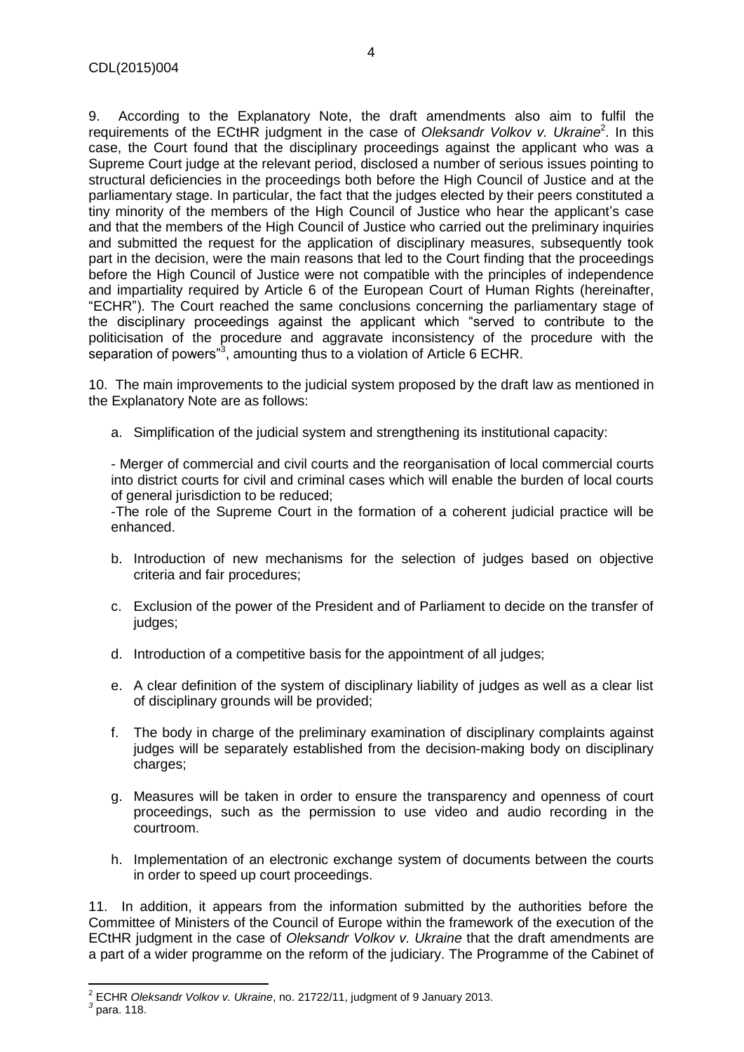9. According to the Explanatory Note, the draft amendments also aim to fulfil the requirements of the ECtHR judgment in the case of *Oleksandr Volkov v. Ukraine*[2]. In this case, the Court found that the disciplinary proceedings against the applicant who was a Supreme Court judge at the relevant period, disclosed a number of serious issues pointing to structural deficiencies in the proceedings both before the High Council of Justice and at the parliamentary stage. In particular, the fact that the judges elected by their peers constituted a tiny minority of the members of the High Council of Justice who hear the applicant's case and that the members of the High Council of Justice who carried out the preliminary inquiries and submitted the request for the application of disciplinary measures, subsequently took part in the decision, were the main reasons that led to the Court finding that the proceedings before the High Council of Justice were not compatible with the principles of independence and impartiality required by Article 6 of the European Court of Human Rights (hereinafter, "ECHR"). The Court reached the same conclusions concerning the parliamentary stage of the disciplinary proceedings against the applicant which "served to contribute to the politicisation of the procedure and aggravate inconsistency of the procedure with the separation of powers"[3], amounting thus to a violation of Article 6 ECHR.

10. The main improvements to the judicial system proposed by the draft law as mentioned in the Explanatory Note are as follows:

a. Simplification of the judicial system and strengthening its institutional capacity:

- Merger of commercial and civil courts and the reorganisation of local commercial courts into district courts for civil and criminal cases which will enable the burden of local courts of general jurisdiction to be reduced;
- The role of the Supreme Court in the formation of a coherent judicial practice will be enhanced.

b. Introduction of new mechanisms for the selection of judges based on objective criteria and fair procedures;

c. Exclusion of the power of the President and of Parliament to decide on the transfer of judges;

d. Introduction of a competitive basis for the appointment of all judges;

e. A clear definition of the system of disciplinary liability of judges as well as a clear list of disciplinary grounds will be provided;

f. The body in charge of the preliminary examination of disciplinary complaints against judges will be separately established from the decision-making body on disciplinary charges;

g. Measures will be taken in order to ensure the transparency and openness of court proceedings, such as the permission to use video and audio recording in the courtroom.

h. Implementation of an electronic exchange system of documents between the courts in order to speed up court proceedings.

11. In addition, it appears from the information submitted by the authorities before the Committee of Ministers of the Council of Europe within the framework of the execution of the ECtHR judgment in the case of *Oleksandr Volkov v. Ukraine* that the draft amendments are a part of a wider programme on the reform of the judiciary. The Programme of the Cabinet of

---

[2] ECHR *Oleksandr Volkov v. Ukraine*, no. 21722/11, judgment of 9 January 2013.

[3] para. 118.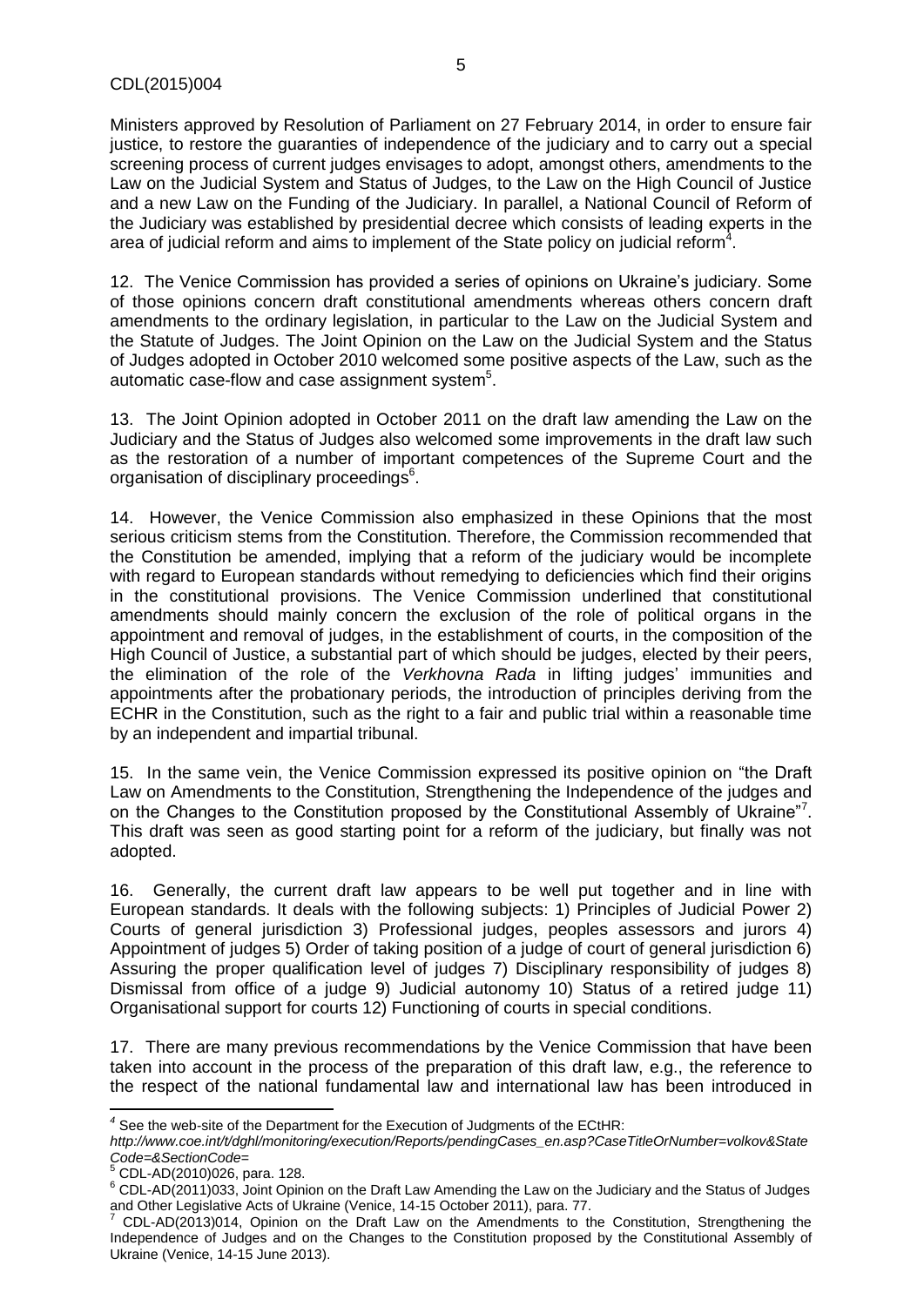Ministers approved by Resolution of Parliament on 27 February 2014, in order to ensure fair justice, to restore the guaranties of independence of the judiciary and to carry out a special screening process of current judges envisages to adopt, amongst others, amendments to the Law on the Judicial System and Status of Judges, to the Law on the High Council of Justice and a new Law on the Funding of the Judiciary. In parallel, a National Council of Reform of the Judiciary was established by presidential decree which consists of leading experts in the area of judicial reform and aims to implement of the State policy on judicial reform[4].

12. The Venice Commission has provided a series of opinions on Ukraine's judiciary. Some of those opinions concern draft constitutional amendments whereas others concern draft amendments to the ordinary legislation, in particular to the Law on the Judicial System and the Statute of Judges. The Joint Opinion on the Law on the Judicial System and the Status of Judges adopted in October 2010 welcomed some positive aspects of the Law, such as the automatic case-flow and case assignment system[5].

13. The Joint Opinion adopted in October 2011 on the draft law amending the Law on the Judiciary and the Status of Judges also welcomed some improvements in the draft law such as the restoration of a number of important competences of the Supreme Court and the organisation of disciplinary proceedings[6].

14. However, the Venice Commission also emphasized in these Opinions that the most serious criticism stems from the Constitution. Therefore, the Commission recommended that the Constitution be amended, implying that a reform of the judiciary would be incomplete with regard to European standards without remedying to deficiencies which find their origins in the constitutional provisions. The Venice Commission underlined that constitutional amendments should mainly concern the exclusion of the role of political organs in the appointment and removal of judges, in the establishment of courts, in the composition of the High Council of Justice, a substantial part of which should be judges, elected by their peers, the elimination of the role of the *Verkhovna Rada* in lifting judges' immunities and appointments after the probationary periods, the introduction of principles deriving from the ECHR in the Constitution, such as the right to a fair and public trial within a reasonable time by an independent and impartial tribunal.

15. In the same vein, the Venice Commission expressed its positive opinion on "the Draft Law on Amendments to the Constitution, Strengthening the Independence of the judges and on the Changes to the Constitution proposed by the Constitutional Assembly of Ukraine"[7]. This draft was seen as good starting point for a reform of the judiciary, but finally was not adopted.

16. Generally, the current draft law appears to be well put together and in line with European standards. It deals with the following subjects: 1) Principles of Judicial Power 2) Courts of general jurisdiction 3) Professional judges, peoples assessors and jurors 4) Appointment of judges 5) Order of taking position of a judge of court of general jurisdiction 6) Assuring the proper qualification level of judges 7) Disciplinary responsibility of judges 8) Dismissal from office of a judge 9) Judicial autonomy 10) Status of a retired judge 11) Organisational support for courts 12) Functioning of courts in special conditions.

17. There are many previous recommendations by the Venice Commission that have been taken into account in the process of the preparation of this draft law, e.g., the reference to the respect of the national fundamental law and international law has been introduced in

---

[4] See the web-site of the Department for the Execution of Judgments of the ECtHR: *http://www.coe.int/t/dghl/monitoring/execution/Reports/pendingCases_en.asp?CaseTitleOrNumber=volkov&StateCode=&SectionCode=*

[5] CDL-AD(2010)026, para. 128.

[6] CDL-AD(2011)033, Joint Opinion on the Draft Law Amending the Law on the Judiciary and the Status of Judges and Other Legislative Acts of Ukraine (Venice, 14-15 October 2011), para. 77.

[7] CDL-AD(2013)014, Opinion on the Draft Law on the Amendments to the Constitution, Strengthening the Independence of Judges and on the Changes to the Constitution proposed by the Constitutional Assembly of Ukraine (Venice, 14-15 June 2013).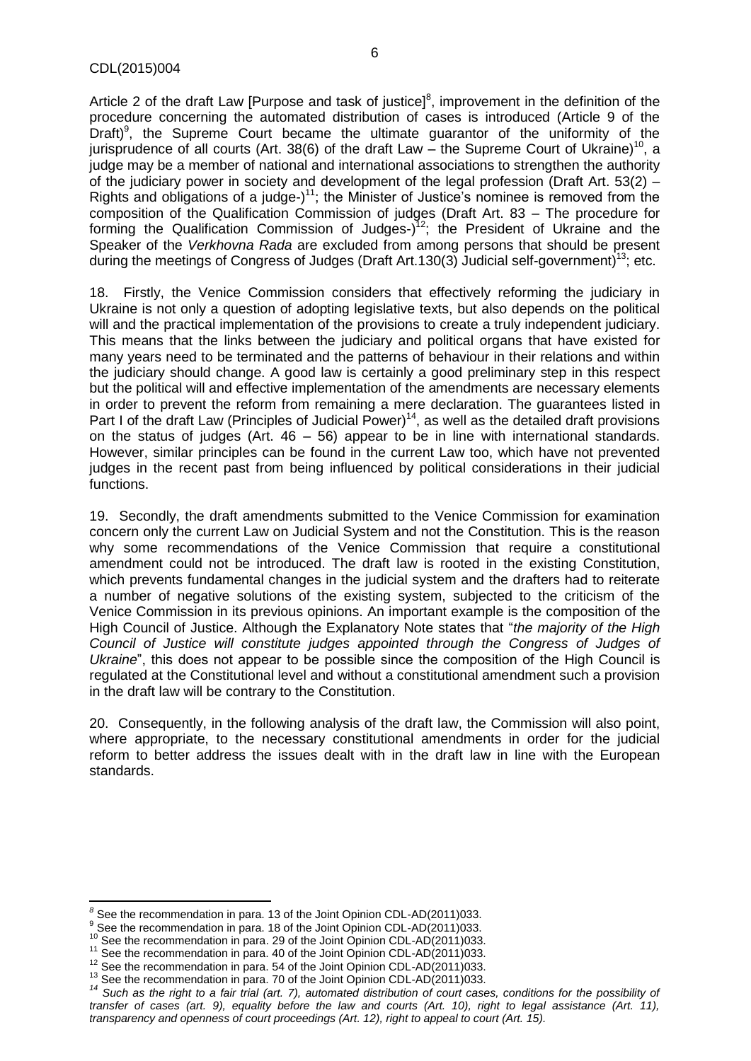Article 2 of the draft Law [Purpose and task of justice][8], improvement in the definition of the procedure concerning the automated distribution of cases is introduced (Article 9 of the Draft)[9], the Supreme Court became the ultimate guarantor of the uniformity of the jurisprudence of all courts (Art. 38(6) of the draft Law – the Supreme Court of Ukraine)[10], a judge may be a member of national and international associations to strengthen the authority of the judiciary power in society and development of the legal profession (Draft Art. 53(2) – Rights and obligations of a judge-)[11]; the Minister of Justice's nominee is removed from the composition of the Qualification Commission of judges (Draft Art. 83 – The procedure for forming the Qualification Commission of Judges-)[12]; the President of Ukraine and the Speaker of the *Verkhovna Rada* are excluded from among persons that should be present during the meetings of Congress of Judges (Draft Art.130(3) Judicial self-government)[13]; etc.

18. Firstly, the Venice Commission considers that effectively reforming the judiciary in Ukraine is not only a question of adopting legislative texts, but also depends on the political will and the practical implementation of the provisions to create a truly independent judiciary. This means that the links between the judiciary and political organs that have existed for many years need to be terminated and the patterns of behaviour in their relations and within the judiciary should change. A good law is certainly a good preliminary step in this respect but the political will and effective implementation of the amendments are necessary elements in order to prevent the reform from remaining a mere declaration. The guarantees listed in Part I of the draft Law (Principles of Judicial Power)[14], as well as the detailed draft provisions on the status of judges (Art. 46 – 56) appear to be in line with international standards. However, similar principles can be found in the current Law too, which have not prevented judges in the recent past from being influenced by political considerations in their judicial functions.

19. Secondly, the draft amendments submitted to the Venice Commission for examination concern only the current Law on Judicial System and not the Constitution. This is the reason why some recommendations of the Venice Commission that require a constitutional amendment could not be introduced. The draft law is rooted in the existing Constitution, which prevents fundamental changes in the judicial system and the drafters had to reiterate a number of negative solutions of the existing system, subjected to the criticism of the Venice Commission in its previous opinions. An important example is the composition of the High Council of Justice. Although the Explanatory Note states that "*the majority of the High Council of Justice will constitute judges appointed through the Congress of Judges of Ukraine*", this does not appear to be possible since the composition of the High Council is regulated at the Constitutional level and without a constitutional amendment such a provision in the draft law will be contrary to the Constitution.

20. Consequently, in the following analysis of the draft law, the Commission will also point, where appropriate, to the necessary constitutional amendments in order for the judicial reform to better address the issues dealt with in the draft law in line with the European standards.

---

[8] See the recommendation in para. 13 of the Joint Opinion CDL-AD(2011)033.

[9] See the recommendation in para. 18 of the Joint Opinion CDL-AD(2011)033.

[10] See the recommendation in para. 29 of the Joint Opinion CDL-AD(2011)033.

[11] See the recommendation in para. 40 of the Joint Opinion CDL-AD(2011)033.

[12] See the recommendation in para. 54 of the Joint Opinion CDL-AD(2011)033.

[13] See the recommendation in para. 70 of the Joint Opinion CDL-AD(2011)033.

[14] *Such as the right to a fair trial (art. 7), automated distribution of court cases, conditions for the possibility of transfer of cases (art. 9), equality before the law and courts (Art. 10), right to legal assistance (Art. 11), transparency and openness of court proceedings (Art. 12), right to appeal to court (Art. 15).*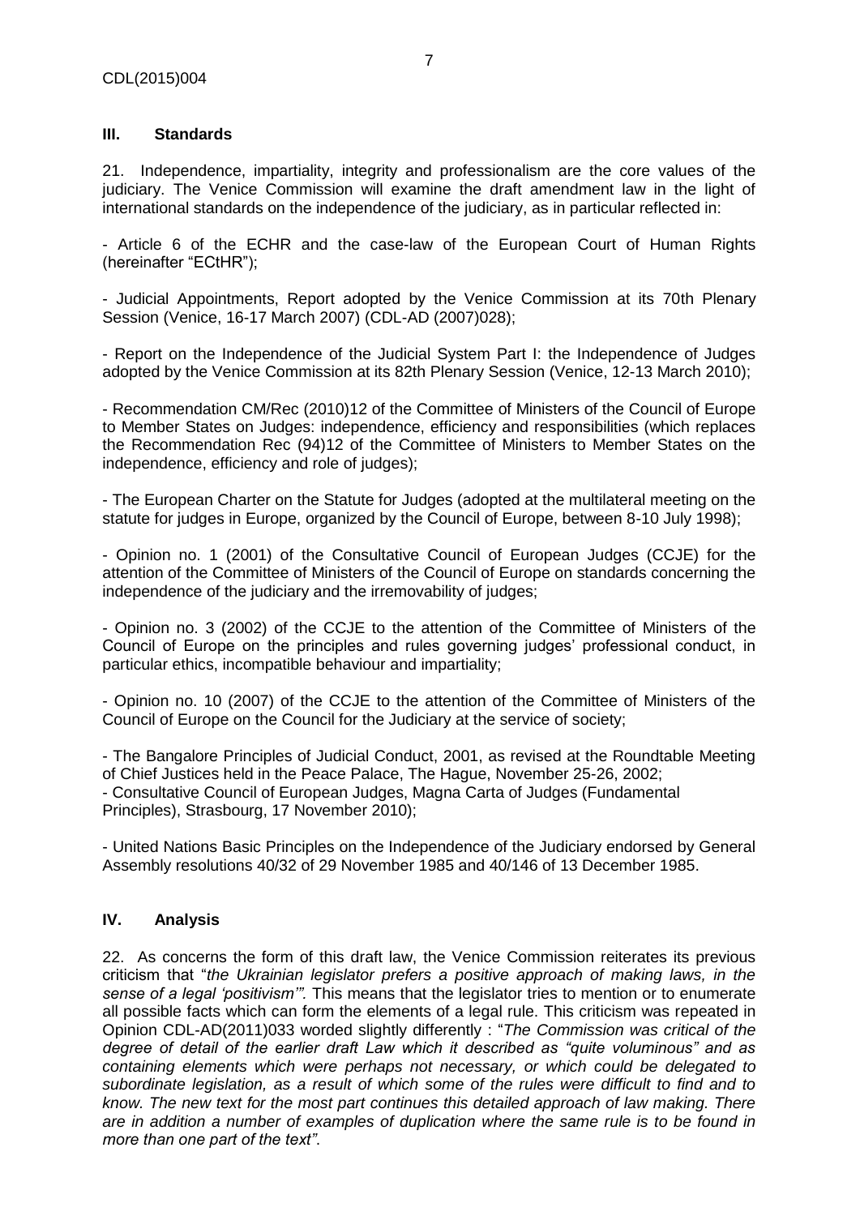## III. Standards

21. Independence, impartiality, integrity and professionalism are the core values of the judiciary. The Venice Commission will examine the draft amendment law in the light of international standards on the independence of the judiciary, as in particular reflected in:

- Article 6 of the ECHR and the case-law of the European Court of Human Rights (hereinafter "ECtHR");

- Judicial Appointments, Report adopted by the Venice Commission at its 70th Plenary Session (Venice, 16-17 March 2007) (CDL-AD (2007)028);

- Report on the Independence of the Judicial System Part I: the Independence of Judges adopted by the Venice Commission at its 82th Plenary Session (Venice, 12-13 March 2010);

- Recommendation CM/Rec (2010)12 of the Committee of Ministers of the Council of Europe to Member States on Judges: independence, efficiency and responsibilities (which replaces the Recommendation Rec (94)12 of the Committee of Ministers to Member States on the independence, efficiency and role of judges);

- The European Charter on the Statute for Judges (adopted at the multilateral meeting on the statute for judges in Europe, organized by the Council of Europe, between 8-10 July 1998);

- Opinion no. 1 (2001) of the Consultative Council of European Judges (CCJE) for the attention of the Committee of Ministers of the Council of Europe on standards concerning the independence of the judiciary and the irremovability of judges;

- Opinion no. 3 (2002) of the CCJE to the attention of the Committee of Ministers of the Council of Europe on the principles and rules governing judges' professional conduct, in particular ethics, incompatible behaviour and impartiality;

- Opinion no. 10 (2007) of the CCJE to the attention of the Committee of Ministers of the Council of Europe on the Council for the Judiciary at the service of society;

- The Bangalore Principles of Judicial Conduct, 2001, as revised at the Roundtable Meeting of Chief Justices held in the Peace Palace, The Hague, November 25-26, 2002;
- Consultative Council of European Judges, Magna Carta of Judges (Fundamental Principles), Strasbourg, 17 November 2010);

- United Nations Basic Principles on the Independence of the Judiciary endorsed by General Assembly resolutions 40/32 of 29 November 1985 and 40/146 of 13 December 1985.

## IV. Analysis

22. As concerns the form of this draft law, the Venice Commission reiterates its previous criticism that "*the Ukrainian legislator prefers a positive approach of making laws, in the sense of a legal 'positivism'".* This means that the legislator tries to mention or to enumerate all possible facts which can form the elements of a legal rule. This criticism was repeated in Opinion CDL-AD(2011)033 worded slightly differently : "*The Commission was critical of the degree of detail of the earlier draft Law which it described as "quite voluminous" and as containing elements which were perhaps not necessary, or which could be delegated to subordinate legislation, as a result of which some of the rules were difficult to find and to know. The new text for the most part continues this detailed approach of law making. There are in addition a number of examples of duplication where the same rule is to be found in more than one part of the text"*.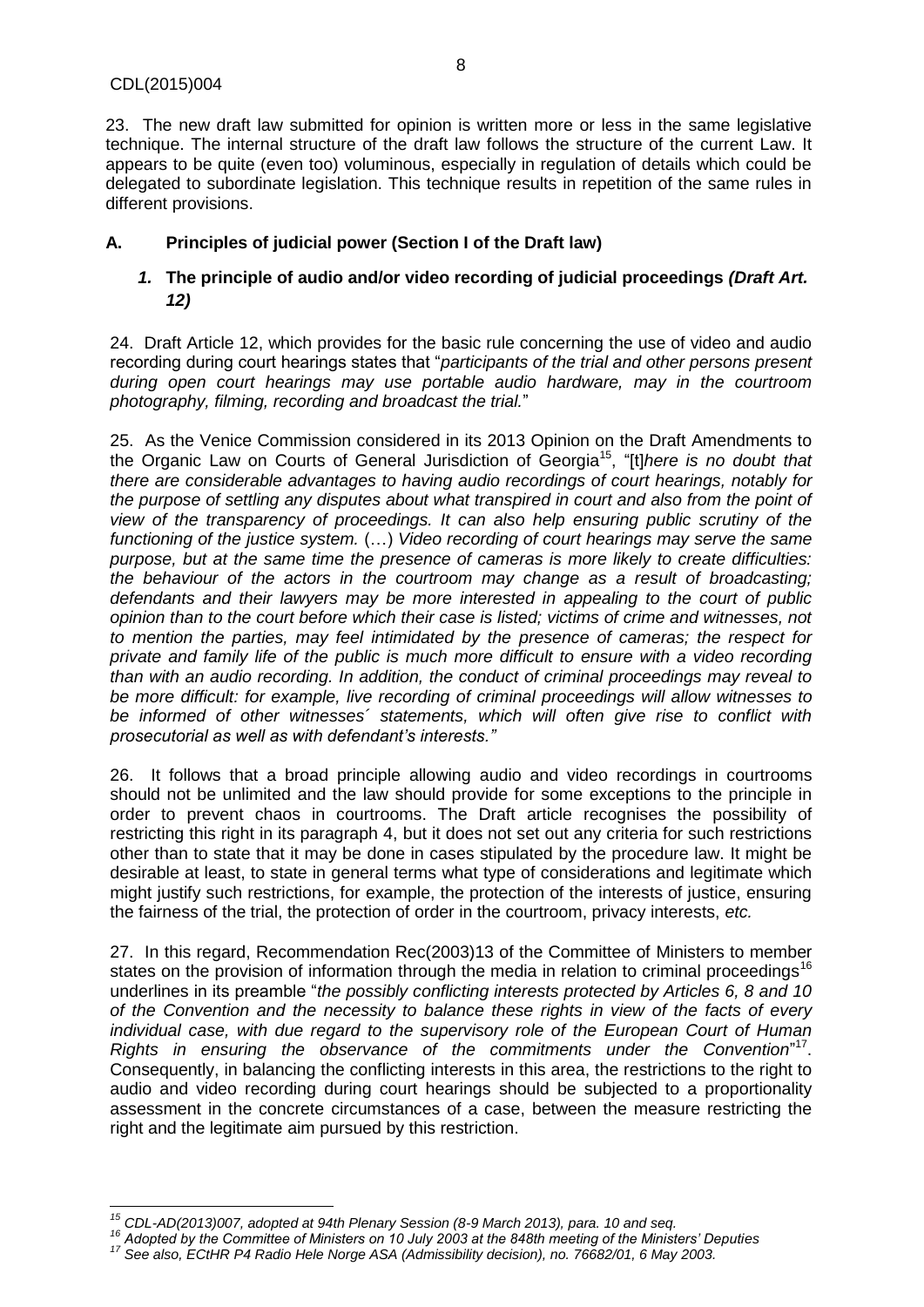23. The new draft law submitted for opinion is written more or less in the same legislative technique. The internal structure of the draft law follows the structure of the current Law. It appears to be quite (even too) voluminous, especially in regulation of details which could be delegated to subordinate legislation. This technique results in repetition of the same rules in different provisions.

## A. Principles of judicial power (Section I of the Draft law)

### *1.* The principle of audio and/or video recording of judicial proceedings *(Draft Art. 12)*

24. Draft Article 12, which provides for the basic rule concerning the use of video and audio recording during court hearings states that "*participants of the trial and other persons present during open court hearings may use portable audio hardware, may in the courtroom photography, filming, recording and broadcast the trial.*"

25. As the Venice Commission considered in its 2013 Opinion on the Draft Amendments to the Organic Law on Courts of General Jurisdiction of Georgia[15], "[t]*here is no doubt that there are considerable advantages to having audio recordings of court hearings, notably for the purpose of settling any disputes about what transpired in court and also from the point of view of the transparency of proceedings. It can also help ensuring public scrutiny of the functioning of the justice system.* (…) *Video recording of court hearings may serve the same purpose, but at the same time the presence of cameras is more likely to create difficulties: the behaviour of the actors in the courtroom may change as a result of broadcasting; defendants and their lawyers may be more interested in appealing to the court of public opinion than to the court before which their case is listed; victims of crime and witnesses, not to mention the parties, may feel intimidated by the presence of cameras; the respect for private and family life of the public is much more difficult to ensure with a video recording than with an audio recording. In addition, the conduct of criminal proceedings may reveal to be more difficult: for example, live recording of criminal proceedings will allow witnesses to be informed of other witnesses´ statements, which will often give rise to conflict with prosecutorial as well as with defendant's interests."*

26. It follows that a broad principle allowing audio and video recordings in courtrooms should not be unlimited and the law should provide for some exceptions to the principle in order to prevent chaos in courtrooms. The Draft article recognises the possibility of restricting this right in its paragraph 4, but it does not set out any criteria for such restrictions other than to state that it may be done in cases stipulated by the procedure law. It might be desirable at least, to state in general terms what type of considerations and legitimate which might justify such restrictions, for example, the protection of the interests of justice, ensuring the fairness of the trial, the protection of order in the courtroom, privacy interests, *etc.*

27. In this regard, Recommendation Rec(2003)13 of the Committee of Ministers to member states on the provision of information through the media in relation to criminal proceedings[16] underlines in its preamble "*the possibly conflicting interests protected by Articles 6, 8 and 10 of the Convention and the necessity to balance these rights in view of the facts of every individual case, with due regard to the supervisory role of the European Court of Human Rights in ensuring the observance of the commitments under the Convention*"[17]. Consequently, in balancing the conflicting interests in this area, the restrictions to the right to audio and video recording during court hearings should be subjected to a proportionality assessment in the concrete circumstances of a case, between the measure restricting the right and the legitimate aim pursued by this restriction.

---

[15] *CDL-AD(2013)007, adopted at 94th Plenary Session (8-9 March 2013), para. 10 and seq.*

[16] *Adopted by the Committee of Ministers on 10 July 2003 at the 848th meeting of the Ministers' Deputies*

[17] *See also, ECtHR P4 Radio Hele Norge ASA (Admissibility decision), no. 76682/01, 6 May 2003.*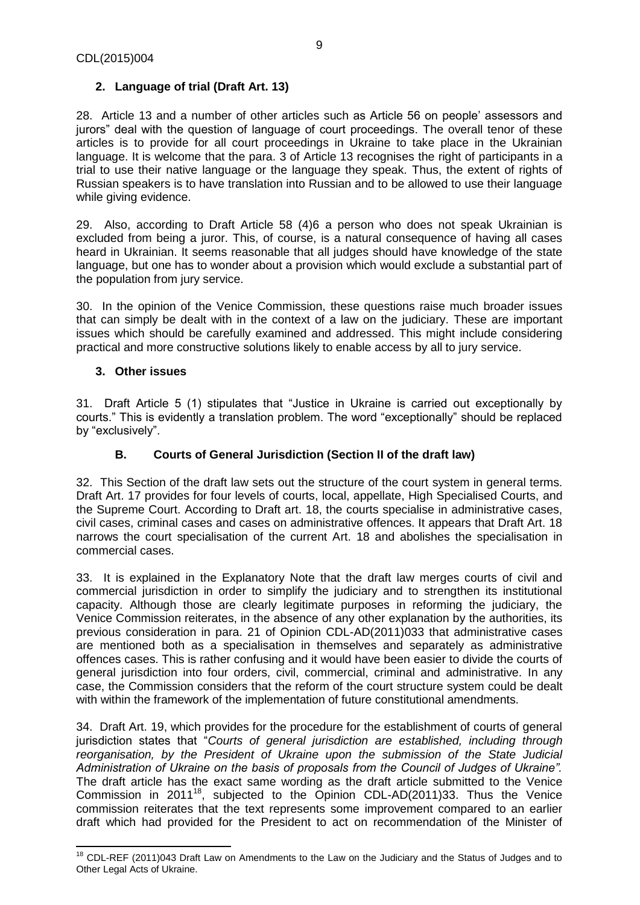## 2. Language of trial (Draft Art. 13)

28. Article 13 and a number of other articles such as Article 56 on people' assessors and jurors" deal with the question of language of court proceedings. The overall tenor of these articles is to provide for all court proceedings in Ukraine to take place in the Ukrainian language. It is welcome that the para. 3 of Article 13 recognises the right of participants in a trial to use their native language or the language they speak. Thus, the extent of rights of Russian speakers is to have translation into Russian and to be allowed to use their language while giving evidence.

29. Also, according to Draft Article 58 (4)6 a person who does not speak Ukrainian is excluded from being a juror. This, of course, is a natural consequence of having all cases heard in Ukrainian. It seems reasonable that all judges should have knowledge of the state language, but one has to wonder about a provision which would exclude a substantial part of the population from jury service.

30. In the opinion of the Venice Commission, these questions raise much broader issues that can simply be dealt with in the context of a law on the judiciary. These are important issues which should be carefully examined and addressed. This might include considering practical and more constructive solutions likely to enable access by all to jury service.

## 3. Other issues

31. Draft Article 5 (1) stipulates that "Justice in Ukraine is carried out exceptionally by courts." This is evidently a translation problem. The word "exceptionally" should be replaced by "exclusively".

## B. Courts of General Jurisdiction (Section II of the draft law)

32. This Section of the draft law sets out the structure of the court system in general terms. Draft Art. 17 provides for four levels of courts, local, appellate, High Specialised Courts, and the Supreme Court. According to Draft art. 18, the courts specialise in administrative cases, civil cases, criminal cases and cases on administrative offences. It appears that Draft Art. 18 narrows the court specialisation of the current Art. 18 and abolishes the specialisation in commercial cases.

33. It is explained in the Explanatory Note that the draft law merges courts of civil and commercial jurisdiction in order to simplify the judiciary and to strengthen its institutional capacity. Although those are clearly legitimate purposes in reforming the judiciary, the Venice Commission reiterates, in the absence of any other explanation by the authorities, its previous consideration in para. 21 of Opinion CDL-AD(2011)033 that administrative cases are mentioned both as a specialisation in themselves and separately as administrative offences cases. This is rather confusing and it would have been easier to divide the courts of general jurisdiction into four orders, civil, commercial, criminal and administrative. In any case, the Commission considers that the reform of the court structure system could be dealt with within the framework of the implementation of future constitutional amendments.

34. Draft Art. 19, which provides for the procedure for the establishment of courts of general jurisdiction states that "*Courts of general jurisdiction are established, including through reorganisation, by the President of Ukraine upon the submission of the State Judicial Administration of Ukraine on the basis of proposals from the Council of Judges of Ukraine".* The draft article has the exact same wording as the draft article submitted to the Venice Commission in 2011[18], subjected to the Opinion CDL-AD(2011)33. Thus the Venice commission reiterates that the text represents some improvement compared to an earlier draft which had provided for the President to act on recommendation of the Minister of

[18] CDL-REF (2011)043 Draft Law on Amendments to the Law on the Judiciary and the Status of Judges and to Other Legal Acts of Ukraine.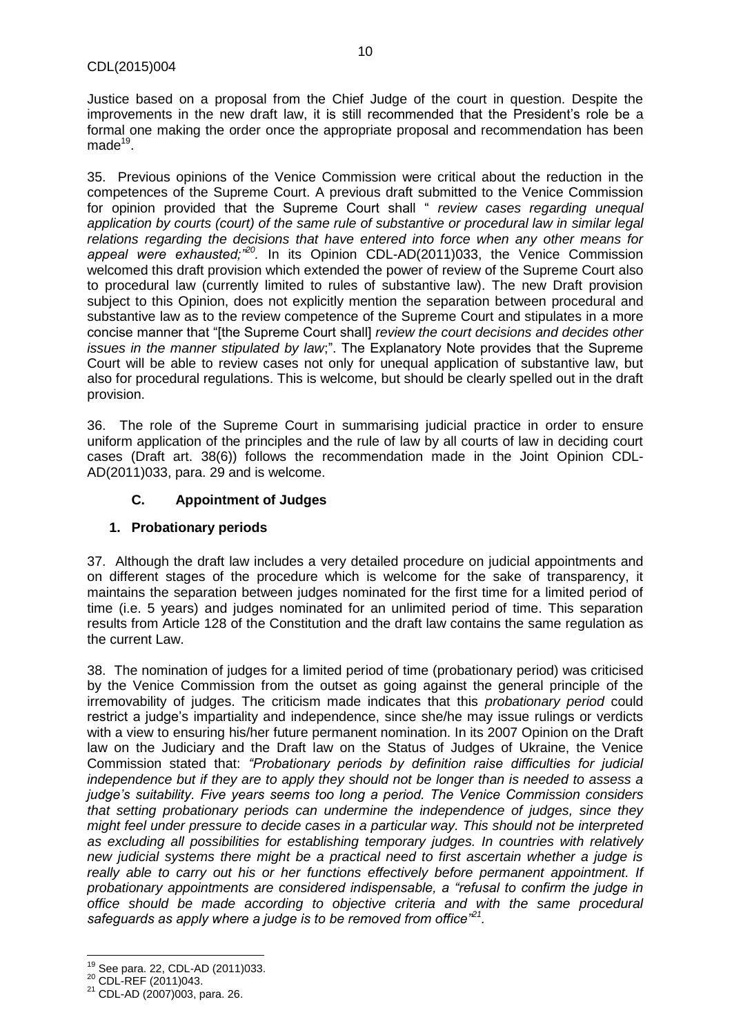Justice based on a proposal from the Chief Judge of the court in question. Despite the improvements in the new draft law, it is still recommended that the President's role be a formal one making the order once the appropriate proposal and recommendation has been made[19].

35. Previous opinions of the Venice Commission were critical about the reduction in the competences of the Supreme Court. A previous draft submitted to the Venice Commission for opinion provided that the Supreme Court shall " *review cases regarding unequal application by courts (court) of the same rule of substantive or procedural law in similar legal relations regarding the decisions that have entered into force when any other means for appeal were exhausted;"*[20]. In its Opinion CDL-AD(2011)033, the Venice Commission welcomed this draft provision which extended the power of review of the Supreme Court also to procedural law (currently limited to rules of substantive law). The new Draft provision subject to this Opinion, does not explicitly mention the separation between procedural and substantive law as to the review competence of the Supreme Court and stipulates in a more concise manner that "[the Supreme Court shall] *review the court decisions and decides other issues in the manner stipulated by law*;". The Explanatory Note provides that the Supreme Court will be able to review cases not only for unequal application of substantive law, but also for procedural regulations. This is welcome, but should be clearly spelled out in the draft provision.

36. The role of the Supreme Court in summarising judicial practice in order to ensure uniform application of the principles and the rule of law by all courts of law in deciding court cases (Draft art. 38(6)) follows the recommendation made in the Joint Opinion CDL-AD(2011)033, para. 29 and is welcome.

### C. Appointment of Judges

#### 1. Probationary periods

37. Although the draft law includes a very detailed procedure on judicial appointments and on different stages of the procedure which is welcome for the sake of transparency, it maintains the separation between judges nominated for the first time for a limited period of time (i.e. 5 years) and judges nominated for an unlimited period of time. This separation results from Article 128 of the Constitution and the draft law contains the same regulation as the current Law.

38. The nomination of judges for a limited period of time (probationary period) was criticised by the Venice Commission from the outset as going against the general principle of the irremovability of judges. The criticism made indicates that this *probationary period* could restrict a judge's impartiality and independence, since she/he may issue rulings or verdicts with a view to ensuring his/her future permanent nomination. In its 2007 Opinion on the Draft law on the Judiciary and the Draft law on the Status of Judges of Ukraine, the Venice Commission stated that: *"Probationary periods by definition raise difficulties for judicial independence but if they are to apply they should not be longer than is needed to assess a judge's suitability. Five years seems too long a period. The Venice Commission considers that setting probationary periods can undermine the independence of judges, since they might feel under pressure to decide cases in a particular way. This should not be interpreted as excluding all possibilities for establishing temporary judges. In countries with relatively new judicial systems there might be a practical need to first ascertain whether a judge is really able to carry out his or her functions effectively before permanent appointment. If probationary appointments are considered indispensable, a "refusal to confirm the judge in office should be made according to objective criteria and with the same procedural safeguards as apply where a judge is to be removed from office"*[21].

[19] See para. 22, CDL-AD (2011)033.

[20] CDL-REF (2011)043.

[21] CDL-AD (2007)003, para. 26.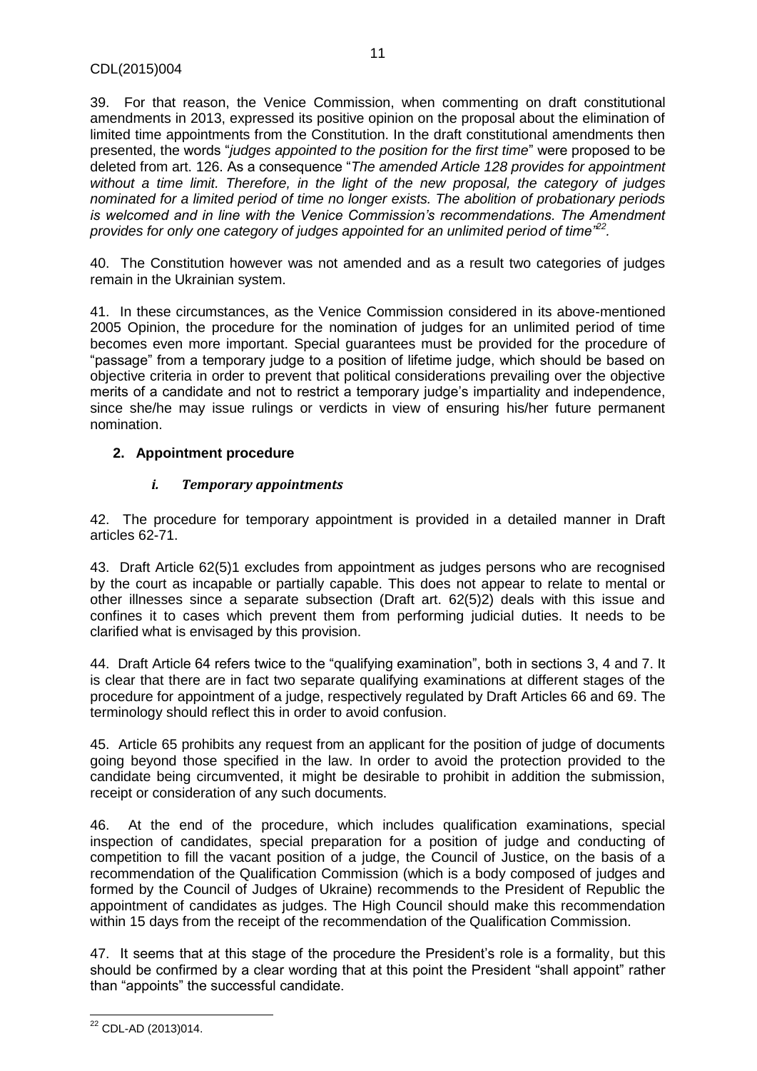39. For that reason, the Venice Commission, when commenting on draft constitutional amendments in 2013, expressed its positive opinion on the proposal about the elimination of limited time appointments from the Constitution. In the draft constitutional amendments then presented, the words "*judges appointed to the position for the first time*" were proposed to be deleted from art. 126. As a consequence "*The amended Article 128 provides for appointment without a time limit. Therefore, in the light of the new proposal, the category of judges nominated for a limited period of time no longer exists. The abolition of probationary periods is welcomed and in line with the Venice Commission's recommendations. The Amendment provides for only one category of judges appointed for an unlimited period of time*"[22].

40. The Constitution however was not amended and as a result two categories of judges remain in the Ukrainian system.

41. In these circumstances, as the Venice Commission considered in its above-mentioned 2005 Opinion, the procedure for the nomination of judges for an unlimited period of time becomes even more important. Special guarantees must be provided for the procedure of "passage" from a temporary judge to a position of lifetime judge, which should be based on objective criteria in order to prevent that political considerations prevailing over the objective merits of a candidate and not to restrict a temporary judge's impartiality and independence, since she/he may issue rulings or verdicts in view of ensuring his/her future permanent nomination.

## 2. Appointment procedure

### *i. Temporary appointments*

42. The procedure for temporary appointment is provided in a detailed manner in Draft articles 62-71.

43. Draft Article 62(5)1 excludes from appointment as judges persons who are recognised by the court as incapable or partially capable. This does not appear to relate to mental or other illnesses since a separate subsection (Draft art. 62(5)2) deals with this issue and confines it to cases which prevent them from performing judicial duties. It needs to be clarified what is envisaged by this provision.

44. Draft Article 64 refers twice to the "qualifying examination", both in sections 3, 4 and 7. It is clear that there are in fact two separate qualifying examinations at different stages of the procedure for appointment of a judge, respectively regulated by Draft Articles 66 and 69. The terminology should reflect this in order to avoid confusion.

45. Article 65 prohibits any request from an applicant for the position of judge of documents going beyond those specified in the law. In order to avoid the protection provided to the candidate being circumvented, it might be desirable to prohibit in addition the submission, receipt or consideration of any such documents.

46. At the end of the procedure, which includes qualification examinations, special inspection of candidates, special preparation for a position of judge and conducting of competition to fill the vacant position of a judge, the Council of Justice, on the basis of a recommendation of the Qualification Commission (which is a body composed of judges and formed by the Council of Judges of Ukraine) recommends to the President of Republic the appointment of candidates as judges. The High Council should make this recommendation within 15 days from the receipt of the recommendation of the Qualification Commission.

47. It seems that at this stage of the procedure the President's role is a formality, but this should be confirmed by a clear wording that at this point the President "shall appoint" rather than "appoints" the successful candidate.

[22] CDL-AD (2013)014.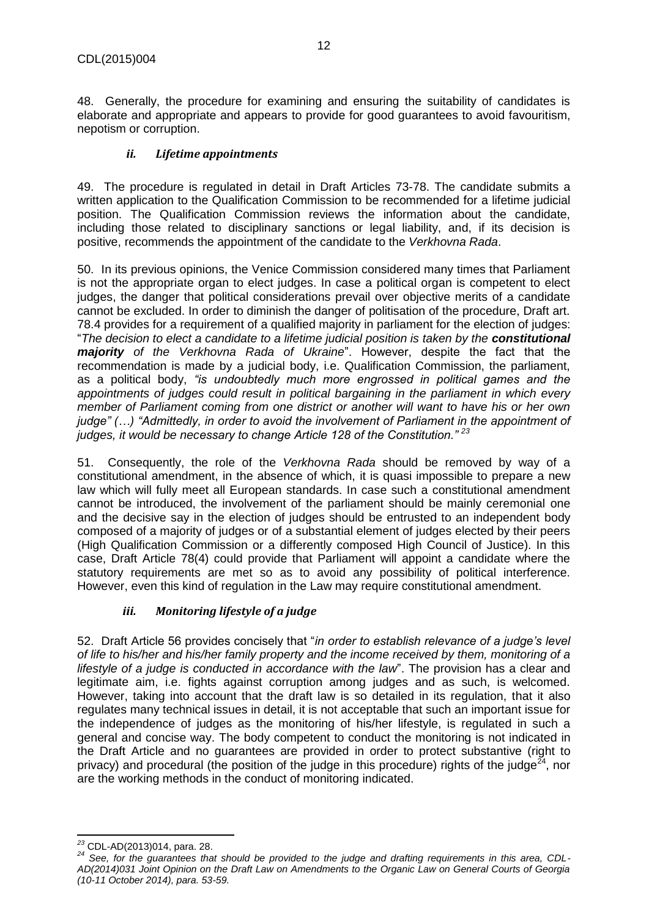48. Generally, the procedure for examining and ensuring the suitability of candidates is elaborate and appropriate and appears to provide for good guarantees to avoid favouritism, nepotism or corruption.

### *ii. Lifetime appointments*

49. The procedure is regulated in detail in Draft Articles 73-78. The candidate submits a written application to the Qualification Commission to be recommended for a lifetime judicial position. The Qualification Commission reviews the information about the candidate, including those related to disciplinary sanctions or legal liability, and, if its decision is positive, recommends the appointment of the candidate to the *Verkhovna Rada*.

50. In its previous opinions, the Venice Commission considered many times that Parliament is not the appropriate organ to elect judges. In case a political organ is competent to elect judges, the danger that political considerations prevail over objective merits of a candidate cannot be excluded. In order to diminish the danger of politisation of the procedure, Draft art. 78.4 provides for a requirement of a qualified majority in parliament for the election of judges: "*The decision to elect a candidate to a lifetime judicial position is taken by the **constitutional majority** of the Verkhovna Rada of Ukraine*". However, despite the fact that the recommendation is made by a judicial body, i.e. Qualification Commission, the parliament, as a political body, *"is undoubtedly much more engrossed in political games and the appointments of judges could result in political bargaining in the parliament in which every member of Parliament coming from one district or another will want to have his or her own judge" (…) "Admittedly, in order to avoid the involvement of Parliament in the appointment of judges, it would be necessary to change Article 128 of the Constitution."* [23]

51. Consequently, the role of the *Verkhovna Rada* should be removed by way of a constitutional amendment, in the absence of which, it is quasi impossible to prepare a new law which will fully meet all European standards. In case such a constitutional amendment cannot be introduced, the involvement of the parliament should be mainly ceremonial one and the decisive say in the election of judges should be entrusted to an independent body composed of a majority of judges or of a substantial element of judges elected by their peers (High Qualification Commission or a differently composed High Council of Justice). In this case, Draft Article 78(4) could provide that Parliament will appoint a candidate where the statutory requirements are met so as to avoid any possibility of political interference. However, even this kind of regulation in the Law may require constitutional amendment.

### *iii. Monitoring lifestyle of a judge*

52. Draft Article 56 provides concisely that "*in order to establish relevance of a judge's level of life to his/her and his/her family property and the income received by them, monitoring of a lifestyle of a judge is conducted in accordance with the law*". The provision has a clear and legitimate aim, i.e. fights against corruption among judges and as such, is welcomed. However, taking into account that the draft law is so detailed in its regulation, that it also regulates many technical issues in detail, it is not acceptable that such an important issue for the independence of judges as the monitoring of his/her lifestyle, is regulated in such a general and concise way. The body competent to conduct the monitoring is not indicated in the Draft Article and no guarantees are provided in order to protect substantive (right to privacy) and procedural (the position of the judge in this procedure) rights of the judge[24], nor are the working methods in the conduct of monitoring indicated.

---

[23] CDL-AD(2013)014, para. 28.

[24] *See, for the guarantees that should be provided to the judge and drafting requirements in this area, CDL-AD(2014)031 Joint Opinion on the Draft Law on Amendments to the Organic Law on General Courts of Georgia (10-11 October 2014), para. 53-59.*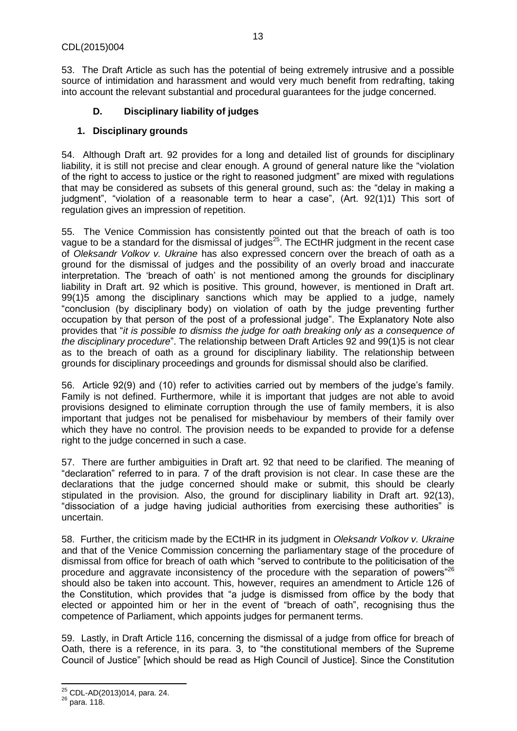53. The Draft Article as such has the potential of being extremely intrusive and a possible source of intimidation and harassment and would very much benefit from redrafting, taking into account the relevant substantial and procedural guarantees for the judge concerned.

### D. Disciplinary liability of judges

#### 1. Disciplinary grounds

54. Although Draft art. 92 provides for a long and detailed list of grounds for disciplinary liability, it is still not precise and clear enough. A ground of general nature like the "violation of the right to access to justice or the right to reasoned judgment" are mixed with regulations that may be considered as subsets of this general ground, such as: the "delay in making a judgment", "violation of a reasonable term to hear a case", (Art. 92(1)1) This sort of regulation gives an impression of repetition.

55. The Venice Commission has consistently pointed out that the breach of oath is too vague to be a standard for the dismissal of judges[25]. The ECtHR judgment in the recent case of *Oleksandr Volkov v. Ukraine* has also expressed concern over the breach of oath as a ground for the dismissal of judges and the possibility of an overly broad and inaccurate interpretation. The 'breach of oath' is not mentioned among the grounds for disciplinary liability in Draft art. 92 which is positive. This ground, however, is mentioned in Draft art. 99(1)5 among the disciplinary sanctions which may be applied to a judge, namely "conclusion (by disciplinary body) on violation of oath by the judge preventing further occupation by that person of the post of a professional judge". The Explanatory Note also provides that "*it is possible to dismiss the judge for oath breaking only as a consequence of the disciplinary procedure*". The relationship between Draft Articles 92 and 99(1)5 is not clear as to the breach of oath as a ground for disciplinary liability. The relationship between grounds for disciplinary proceedings and grounds for dismissal should also be clarified.

56. Article 92(9) and (10) refer to activities carried out by members of the judge's family. Family is not defined. Furthermore, while it is important that judges are not able to avoid provisions designed to eliminate corruption through the use of family members, it is also important that judges not be penalised for misbehaviour by members of their family over which they have no control. The provision needs to be expanded to provide for a defense right to the judge concerned in such a case.

57. There are further ambiguities in Draft art. 92 that need to be clarified. The meaning of "declaration" referred to in para. 7 of the draft provision is not clear. In case these are the declarations that the judge concerned should make or submit, this should be clearly stipulated in the provision. Also, the ground for disciplinary liability in Draft art. 92(13), "dissociation of a judge having judicial authorities from exercising these authorities" is uncertain.

58. Further, the criticism made by the ECtHR in its judgment in *Oleksandr Volkov v. Ukraine* and that of the Venice Commission concerning the parliamentary stage of the procedure of dismissal from office for breach of oath which "served to contribute to the politicisation of the procedure and aggravate inconsistency of the procedure with the separation of powers"[26] should also be taken into account. This, however, requires an amendment to Article 126 of the Constitution, which provides that "a judge is dismissed from office by the body that elected or appointed him or her in the event of "breach of oath", recognising thus the competence of Parliament, which appoints judges for permanent terms.

59. Lastly, in Draft Article 116, concerning the dismissal of a judge from office for breach of Oath, there is a reference, in its para. 3, to "the constitutional members of the Supreme Council of Justice" [which should be read as High Council of Justice]. Since the Constitution

---

[25] CDL-AD(2013)014, para. 24.

[26] para. 118.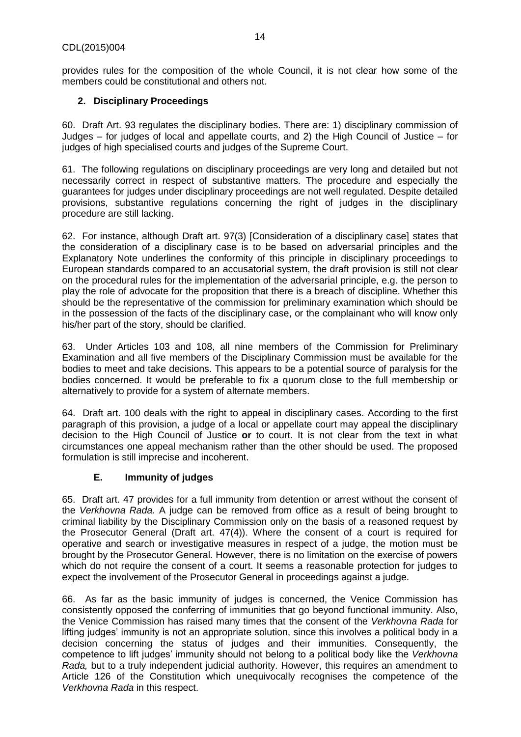provides rules for the composition of the whole Council, it is not clear how some of the members could be constitutional and others not.

### 2. Disciplinary Proceedings

60. Draft Art. 93 regulates the disciplinary bodies. There are: 1) disciplinary commission of Judges – for judges of local and appellate courts, and 2) the High Council of Justice – for judges of high specialised courts and judges of the Supreme Court.

61. The following regulations on disciplinary proceedings are very long and detailed but not necessarily correct in respect of substantive matters. The procedure and especially the guarantees for judges under disciplinary proceedings are not well regulated. Despite detailed provisions, substantive regulations concerning the right of judges in the disciplinary procedure are still lacking.

62. For instance, although Draft art. 97(3) [Consideration of a disciplinary case] states that the consideration of a disciplinary case is to be based on adversarial principles and the Explanatory Note underlines the conformity of this principle in disciplinary proceedings to European standards compared to an accusatorial system, the draft provision is still not clear on the procedural rules for the implementation of the adversarial principle, e.g. the person to play the role of advocate for the proposition that there is a breach of discipline. Whether this should be the representative of the commission for preliminary examination which should be in the possession of the facts of the disciplinary case, or the complainant who will know only his/her part of the story, should be clarified.

63. Under Articles 103 and 108, all nine members of the Commission for Preliminary Examination and all five members of the Disciplinary Commission must be available for the bodies to meet and take decisions. This appears to be a potential source of paralysis for the bodies concerned. It would be preferable to fix a quorum close to the full membership or alternatively to provide for a system of alternate members.

64. Draft art. 100 deals with the right to appeal in disciplinary cases. According to the first paragraph of this provision, a judge of a local or appellate court may appeal the disciplinary decision to the High Council of Justice **or** to court. It is not clear from the text in what circumstances one appeal mechanism rather than the other should be used. The proposed formulation is still imprecise and incoherent.

## E. Immunity of judges

65. Draft art. 47 provides for a full immunity from detention or arrest without the consent of the *Verkhovna Rada.* A judge can be removed from office as a result of being brought to criminal liability by the Disciplinary Commission only on the basis of a reasoned request by the Prosecutor General (Draft art. 47(4)). Where the consent of a court is required for operative and search or investigative measures in respect of a judge, the motion must be brought by the Prosecutor General. However, there is no limitation on the exercise of powers which do not require the consent of a court. It seems a reasonable protection for judges to expect the involvement of the Prosecutor General in proceedings against a judge.

66. As far as the basic immunity of judges is concerned, the Venice Commission has consistently opposed the conferring of immunities that go beyond functional immunity. Also, the Venice Commission has raised many times that the consent of the *Verkhovna Rada* for lifting judges' immunity is not an appropriate solution, since this involves a political body in a decision concerning the status of judges and their immunities. Consequently, the competence to lift judges' immunity should not belong to a political body like the *Verkhovna Rada,* but to a truly independent judicial authority. However, this requires an amendment to Article 126 of the Constitution which unequivocally recognises the competence of the *Verkhovna Rada* in this respect.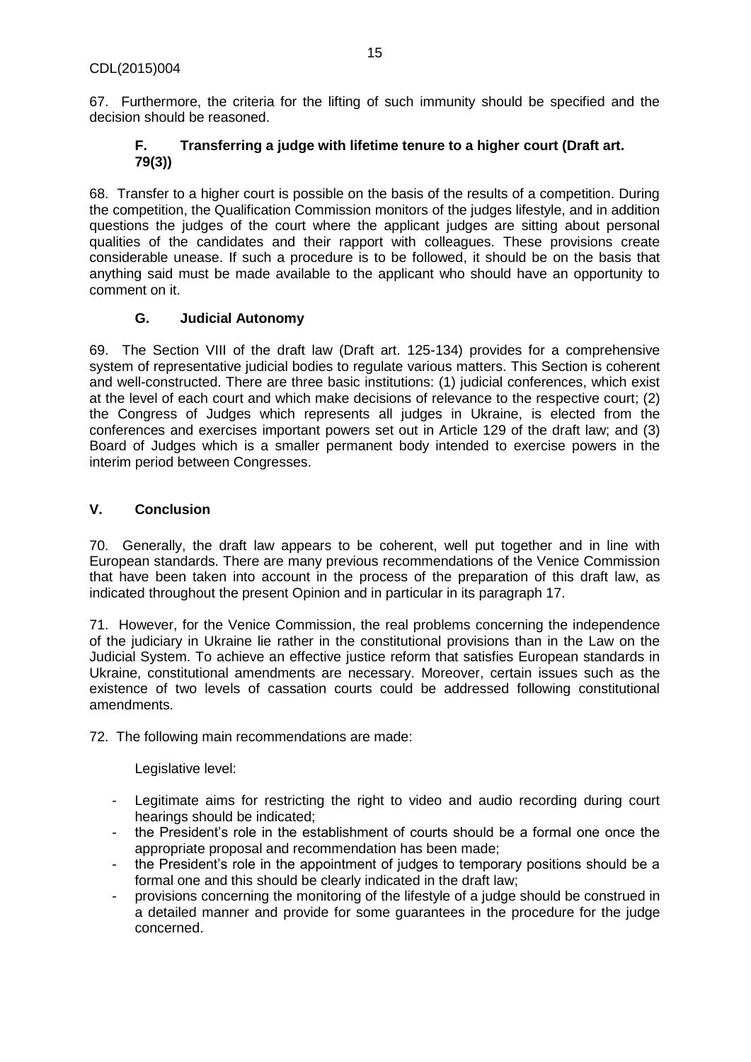67. Furthermore, the criteria for the lifting of such immunity should be specified and the decision should be reasoned.

### F. Transferring a judge with lifetime tenure to a higher court (Draft art. 79(3))

68. Transfer to a higher court is possible on the basis of the results of a competition. During the competition, the Qualification Commission monitors of the judges lifestyle, and in addition questions the judges of the court where the applicant judges are sitting about personal qualities of the candidates and their rapport with colleagues. These provisions create considerable unease. If such a procedure is to be followed, it should be on the basis that anything said must be made available to the applicant who should have an opportunity to comment on it.

### G. Judicial Autonomy

69. The Section VIII of the draft law (Draft art. 125-134) provides for a comprehensive system of representative judicial bodies to regulate various matters. This Section is coherent and well-constructed. There are three basic institutions: (1) judicial conferences, which exist at the level of each court and which make decisions of relevance to the respective court; (2) the Congress of Judges which represents all judges in Ukraine, is elected from the conferences and exercises important powers set out in Article 129 of the draft law; and (3) Board of Judges which is a smaller permanent body intended to exercise powers in the interim period between Congresses.

## V. Conclusion

70. Generally, the draft law appears to be coherent, well put together and in line with European standards. There are many previous recommendations of the Venice Commission that have been taken into account in the process of the preparation of this draft law, as indicated throughout the present Opinion and in particular in its paragraph 17.

71. However, for the Venice Commission, the real problems concerning the independence of the judiciary in Ukraine lie rather in the constitutional provisions than in the Law on the Judicial System. To achieve an effective justice reform that satisfies European standards in Ukraine, constitutional amendments are necessary. Moreover, certain issues such as the existence of two levels of cassation courts could be addressed following constitutional amendments.

72. The following main recommendations are made:

Legislative level:

- Legitimate aims for restricting the right to video and audio recording during court hearings should be indicated;
- the President's role in the establishment of courts should be a formal one once the appropriate proposal and recommendation has been made;
- the President's role in the appointment of judges to temporary positions should be a formal one and this should be clearly indicated in the draft law;
- provisions concerning the monitoring of the lifestyle of a judge should be construed in a detailed manner and provide for some guarantees in the procedure for the judge concerned.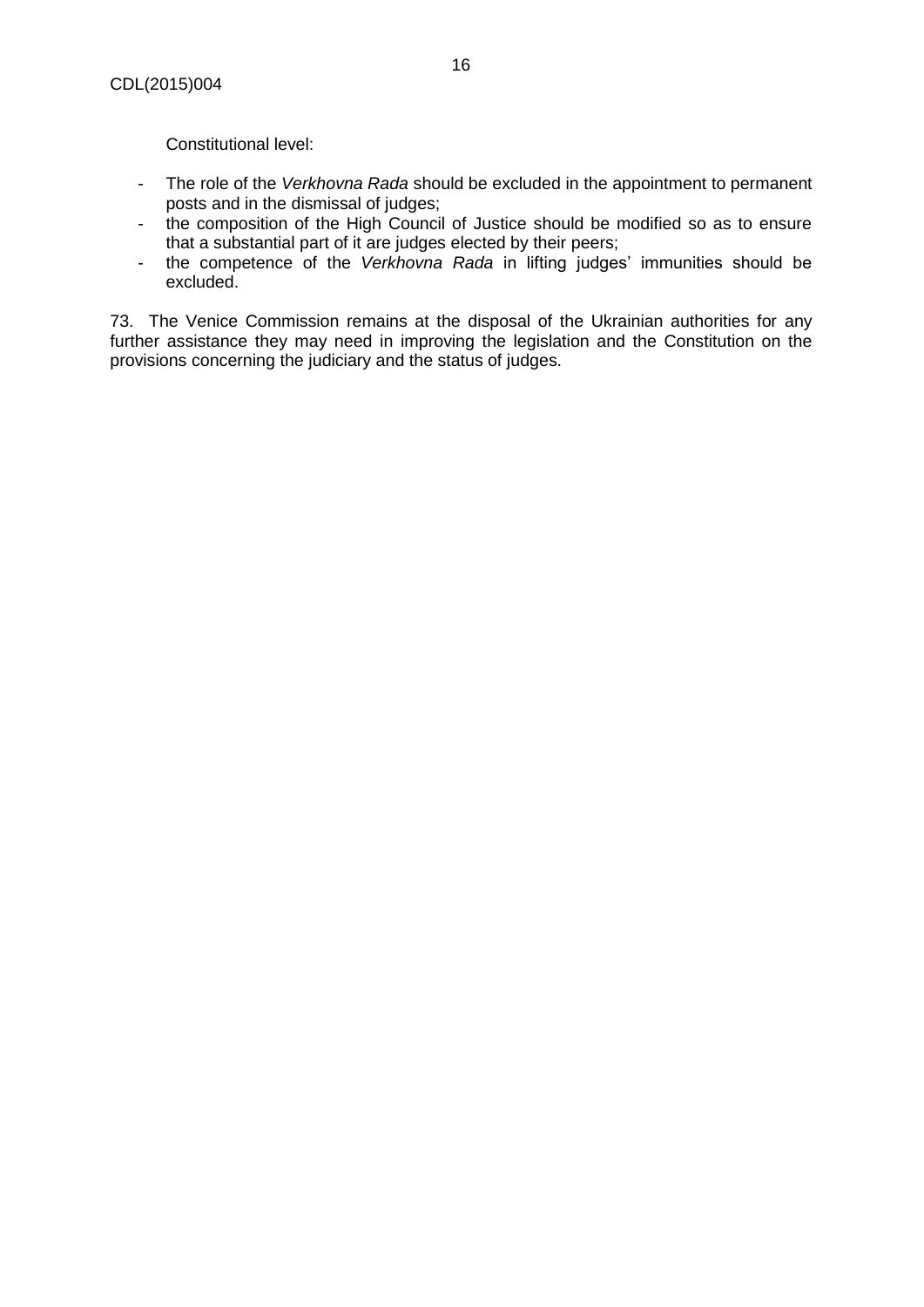Constitutional level:

- The role of the *Verkhovna Rada* should be excluded in the appointment to permanent posts and in the dismissal of judges;
- the composition of the High Council of Justice should be modified so as to ensure that a substantial part of it are judges elected by their peers;
- the competence of the *Verkhovna Rada* in lifting judges' immunities should be excluded.

73. The Venice Commission remains at the disposal of the Ukrainian authorities for any further assistance they may need in improving the legislation and the Constitution on the provisions concerning the judiciary and the status of judges.